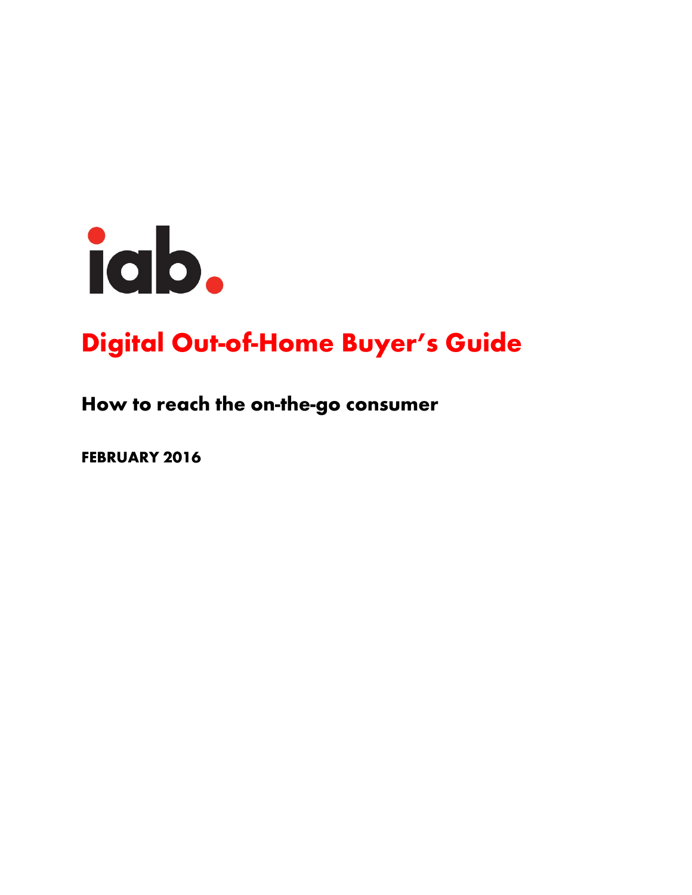iab.

# Digital Out-of-Home Buyer's Guide

## How to reach the on-the-go consumer

**FEBRUARY 2016**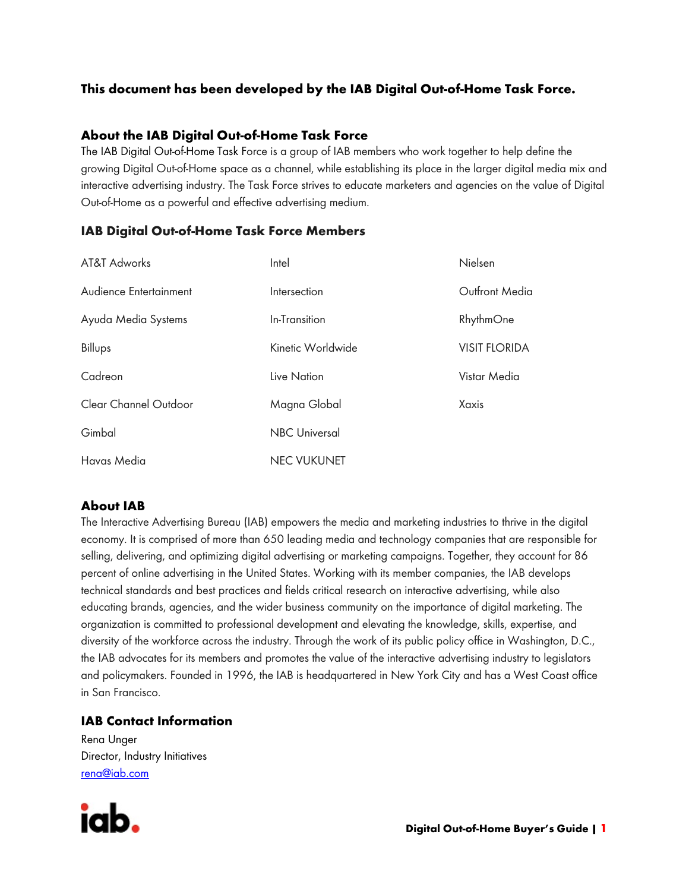**This document has been developed by the IAB Digital Out-of-Home Task Force.**

## About the IAB Digital Out-of-Home Task Force

The IAB Digital Out-of-Home Task Force is a group of IAB members who work together to help define the growing Digital Out-of-Home space as a channel, while establishing its place in the larger digital media mix and interactive advertising industry. The Task Force strives to educate marketers and agencies on the value of Digital Out-of-Home as a powerful and effective advertising medium.

## IAB Digital Out-of-Home Task Force Members

- AT&T Adworks
- Audience Entertainment
- Ayuda Media Systems
- Billups
- Cadreon
- Clear Channel Outdoor
- Gimbal
- Havas Media
- Intel
- Intersection
- In-Transition
- Kinetic Worldwide
- Live Nation
- Magna Global
- NBC Universal
- NEC VUKUNET
- Nielsen
- Outfront Media
- RhythmOne
- VISIT FLORIDA
- Vistar Media
- Xaxis

## About IAB

The Interactive Advertising Bureau (IAB) empowers the media and marketing industries to thrive in the digital economy. It is comprised of more than 650 leading media and technology companies that are responsible for selling, delivering, and optimizing digital advertising or marketing campaigns. Together, they account for 86 percent of online advertising in the United States. Working with its member companies, the IAB develops technical standards and best practices and fields critical research on interactive advertising, while also educating brands, agencies, and the wider business community on the importance of digital marketing. The organization is committed to professional development and elevating the knowledge, skills, expertise, and diversity of the workforce across the industry. Through the work of its public policy office in Washington, D.C., the IAB advocates for its members and promotes the value of the interactive advertising industry to legislators and policymakers. Founded in 1996, the IAB is headquartered in New York City and has a West Coast office in San Francisco.

## IAB Contact Information

Rena Unger
Director, Industry Initiatives
rena@iab.com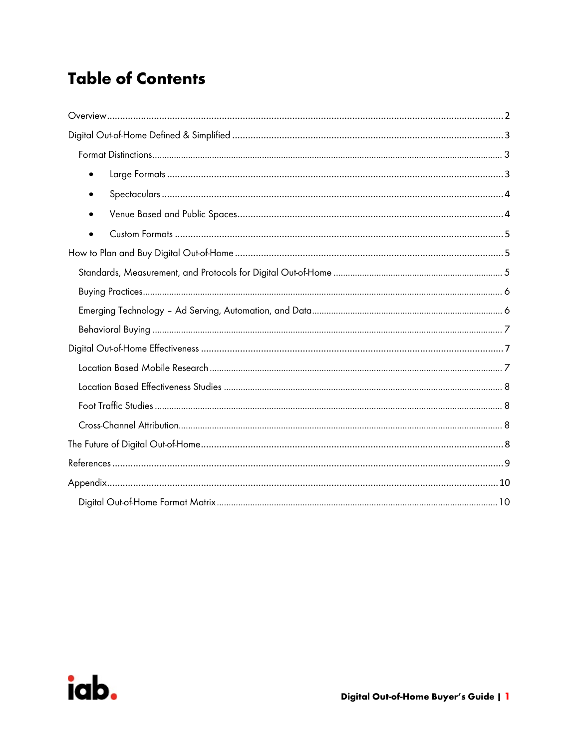# Table of Contents

- Overview ..... 2
- Digital Out-of-Home Defined & Simplified ..... 3
  - Format Distinctions ..... 3
    - Large Formats ..... 3
    - Spectaculars ..... 4
    - Venue Based and Public Spaces ..... 4
    - Custom Formats ..... 5
- How to Plan and Buy Digital Out-of-Home ..... 5
  - Standards, Measurement, and Protocols for Digital Out-of-Home ..... 5
  - Buying Practices ..... 6
  - Emerging Technology – Ad Serving, Automation, and Data ..... 6
  - Behavioral Buying ..... 7
- Digital Out-of-Home Effectiveness ..... 7
  - Location Based Mobile Research ..... 7
  - Location Based Effectiveness Studies ..... 8
  - Foot Traffic Studies ..... 8
  - Cross-Channel Attribution ..... 8
- The Future of Digital Out-of-Home ..... 8
- References ..... 9
- Appendix ..... 10
  - Digital Out-of-Home Format Matrix ..... 10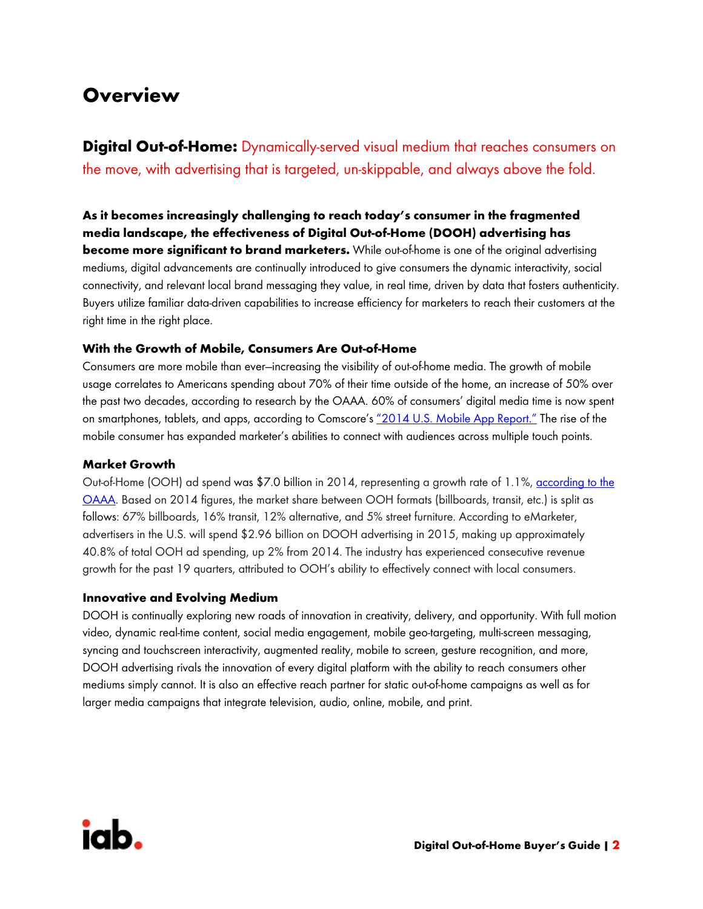# Overview

**Digital Out-of-Home:** Dynamically-served visual medium that reaches consumers on the move, with advertising that is targeted, un-skippable, and always above the fold.

**As it becomes increasingly challenging to reach today's consumer in the fragmented media landscape, the effectiveness of Digital Out-of-Home (DOOH) advertising has become more significant to brand marketers.** While out-of-home is one of the original advertising mediums, digital advancements are continually introduced to give consumers the dynamic interactivity, social connectivity, and relevant local brand messaging they value, in real time, driven by data that fosters authenticity. Buyers utilize familiar data-driven capabilities to increase efficiency for marketers to reach their customers at the right time in the right place.

### With the Growth of Mobile, Consumers Are Out-of-Home

Consumers are more mobile than ever—increasing the visibility of out-of-home media. The growth of mobile usage correlates to Americans spending about 70% of their time outside of the home, an increase of 50% over the past two decades, according to research by the OAAA. 60% of consumers' digital media time is now spent on smartphones, tablets, and apps, according to Comscore's "2014 U.S. Mobile App Report." The rise of the mobile consumer has expanded marketer's abilities to connect with audiences across multiple touch points.

### Market Growth

Out-of-Home (OOH) ad spend was $7.0 billion in 2014, representing a growth rate of 1.1%, according to the OAAA. Based on 2014 figures, the market share between OOH formats (billboards, transit, etc.) is split as follows: 67% billboards, 16% transit, 12% alternative, and 5% street furniture. According to eMarketer, advertisers in the U.S. will spend $2.96 billion on DOOH advertising in 2015, making up approximately 40.8% of total OOH ad spending, up 2% from 2014. The industry has experienced consecutive revenue growth for the past 19 quarters, attributed to OOH's ability to effectively connect with local consumers.

### Innovative and Evolving Medium

DOOH is continually exploring new roads of innovation in creativity, delivery, and opportunity. With full motion video, dynamic real-time content, social media engagement, mobile geo-targeting, multi-screen messaging, syncing and touchscreen interactivity, augmented reality, mobile to screen, gesture recognition, and more, DOOH advertising rivals the innovation of every digital platform with the ability to reach consumers other mediums simply cannot. It is also an effective reach partner for static out-of-home campaigns as well as for larger media campaigns that integrate television, audio, online, mobile, and print.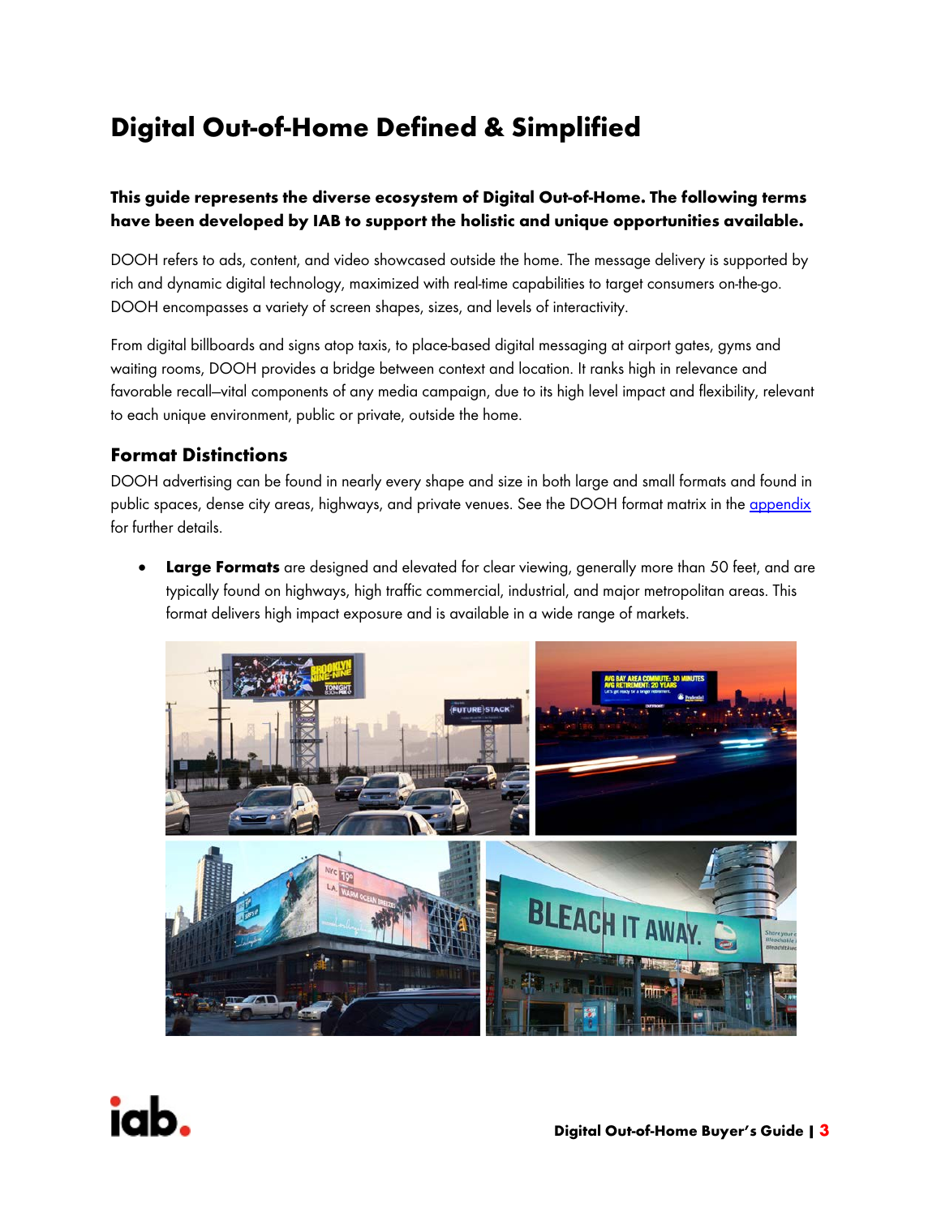# Digital Out-of-Home Defined & Simplified

**This guide represents the diverse ecosystem of Digital Out-of-Home. The following terms have been developed by IAB to support the holistic and unique opportunities available.**

DOOH refers to ads, content, and video showcased outside the home. The message delivery is supported by rich and dynamic digital technology, maximized with real-time capabilities to target consumers on-the-go. DOOH encompasses a variety of screen shapes, sizes, and levels of interactivity.

From digital billboards and signs atop taxis, to place-based digital messaging at airport gates, gyms and waiting rooms, DOOH provides a bridge between context and location. It ranks high in relevance and favorable recall—vital components of any media campaign, due to its high level impact and flexibility, relevant to each unique environment, public or private, outside the home.

## Format Distinctions

DOOH advertising can be found in nearly every shape and size in both large and small formats and found in public spaces, dense city areas, highways, and private venues. See the DOOH format matrix in the appendix for further details.

- **Large Formats** are designed and elevated for clear viewing, generally more than 50 feet, and are typically found on highways, high traffic commercial, industrial, and major metropolitan areas. This format delivers high impact exposure and is available in a wide range of markets.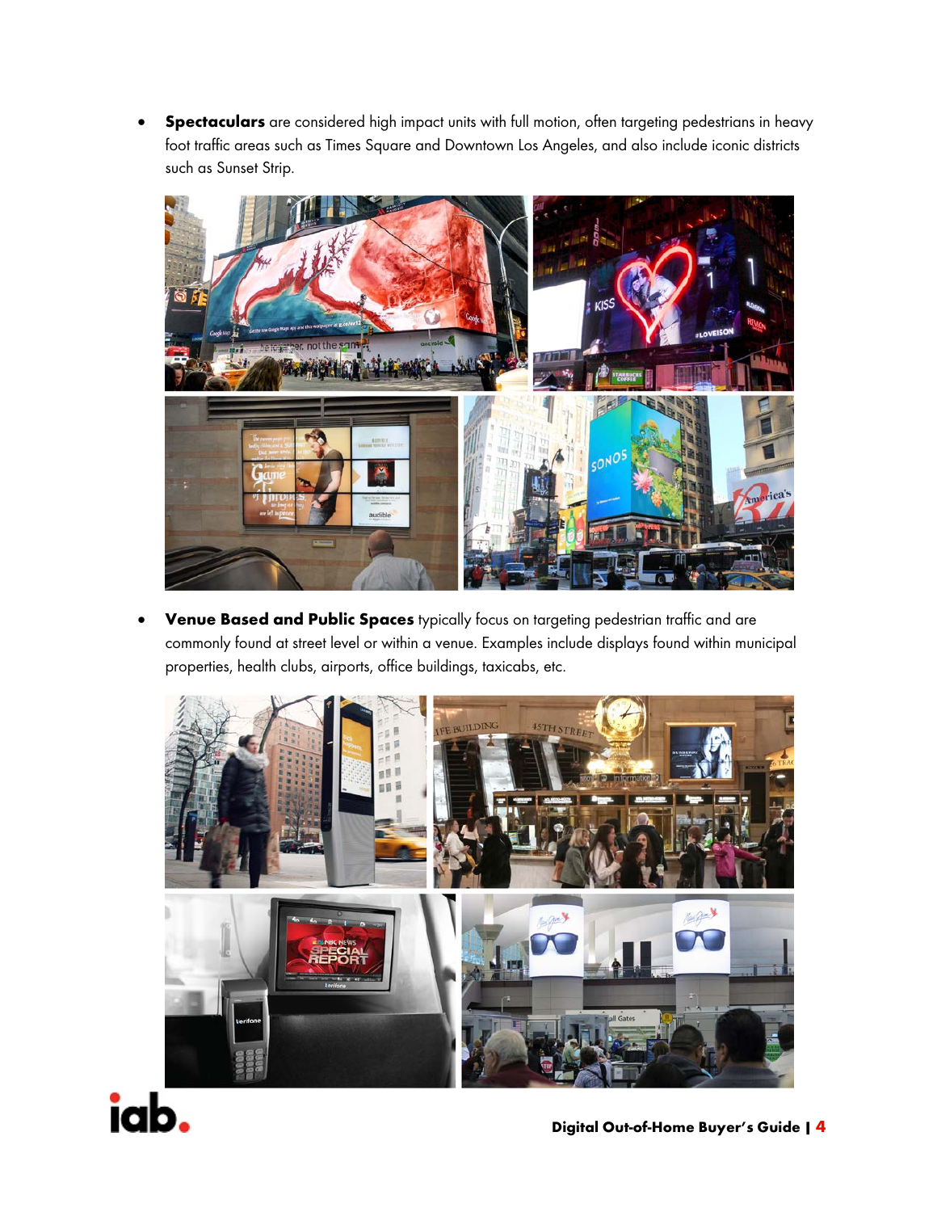- **Spectaculars** are considered high impact units with full motion, often targeting pedestrians in heavy foot traffic areas such as Times Square and Downtown Los Angeles, and also include iconic districts such as Sunset Strip.

- **Venue Based and Public Spaces** typically focus on targeting pedestrian traffic and are commonly found at street level or within a venue. Examples include displays found within municipal properties, health clubs, airports, office buildings, taxicabs, etc.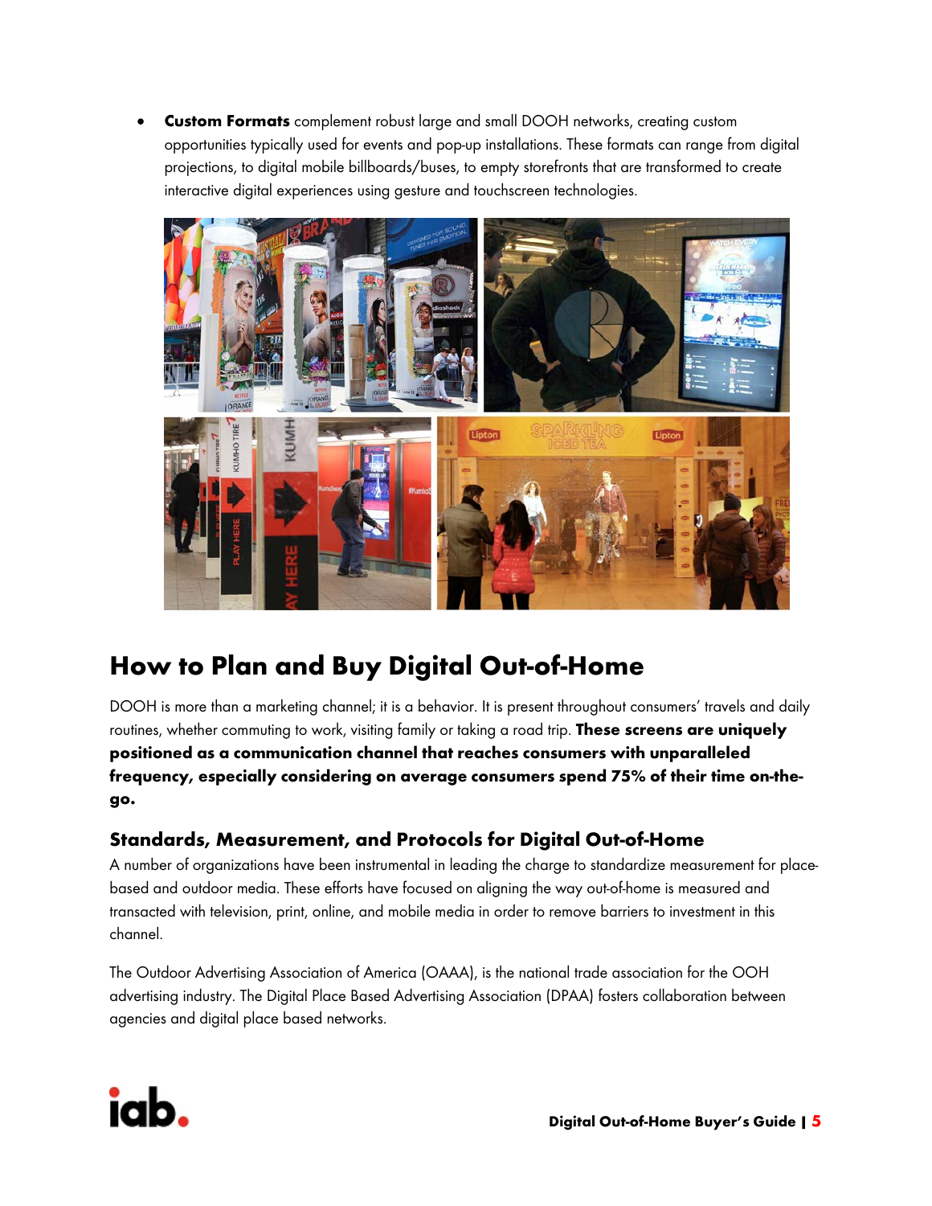- **Custom Formats** complement robust large and small DOOH networks, creating custom opportunities typically used for events and pop-up installations. These formats can range from digital projections, to digital mobile billboards/buses, to empty storefronts that are transformed to create interactive digital experiences using gesture and touchscreen technologies.

## How to Plan and Buy Digital Out-of-Home

DOOH is more than a marketing channel; it is a behavior. It is present throughout consumers' travels and daily routines, whether commuting to work, visiting family or taking a road trip. **These screens are uniquely positioned as a communication channel that reaches consumers with unparalleled frequency, especially considering on average consumers spend 75% of their time on-the-go.**

### Standards, Measurement, and Protocols for Digital Out-of-Home

A number of organizations have been instrumental in leading the charge to standardize measurement for place-based and outdoor media. These efforts have focused on aligning the way out-of-home is measured and transacted with television, print, online, and mobile media in order to remove barriers to investment in this channel.

The Outdoor Advertising Association of America (OAAA), is the national trade association for the OOH advertising industry. The Digital Place Based Advertising Association (DPAA) fosters collaboration between agencies and digital place based networks.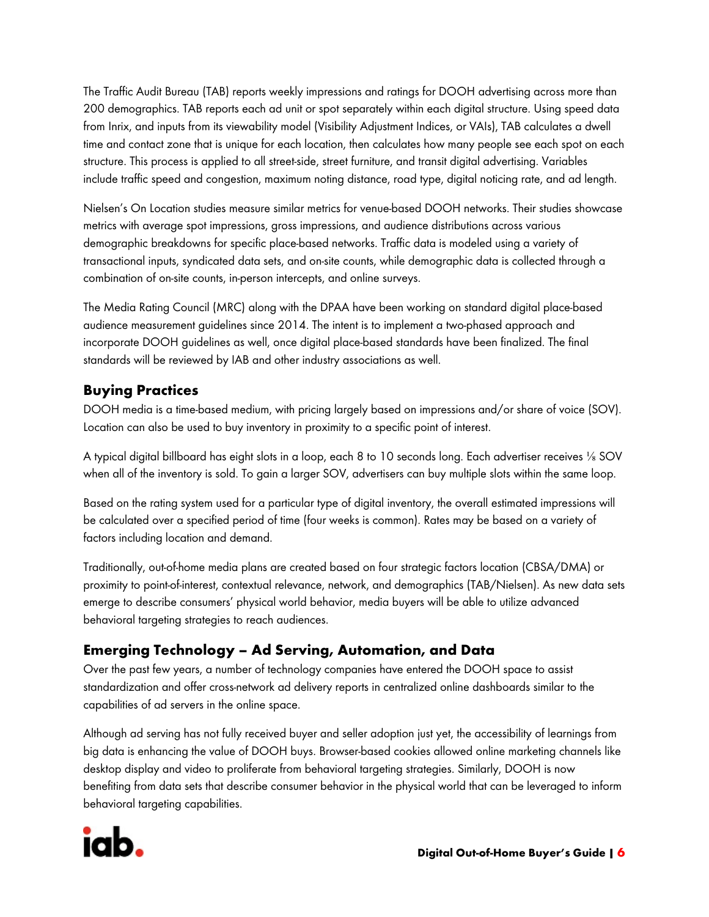The Traffic Audit Bureau (TAB) reports weekly impressions and ratings for DOOH advertising across more than 200 demographics. TAB reports each ad unit or spot separately within each digital structure. Using speed data from Inrix, and inputs from its viewability model (Visibility Adjustment Indices, or VAIs), TAB calculates a dwell time and contact zone that is unique for each location, then calculates how many people see each spot on each structure. This process is applied to all street-side, street furniture, and transit digital advertising. Variables include traffic speed and congestion, maximum noting distance, road type, digital noticing rate, and ad length.

Nielsen's On Location studies measure similar metrics for venue-based DOOH networks. Their studies showcase metrics with average spot impressions, gross impressions, and audience distributions across various demographic breakdowns for specific place-based networks. Traffic data is modeled using a variety of transactional inputs, syndicated data sets, and on-site counts, while demographic data is collected through a combination of on-site counts, in-person intercepts, and online surveys.

The Media Rating Council (MRC) along with the DPAA have been working on standard digital place-based audience measurement guidelines since 2014. The intent is to implement a two-phased approach and incorporate DOOH guidelines as well, once digital place-based standards have been finalized. The final standards will be reviewed by IAB and other industry associations as well.

## Buying Practices

DOOH media is a time-based medium, with pricing largely based on impressions and/or share of voice (SOV). Location can also be used to buy inventory in proximity to a specific point of interest.

A typical digital billboard has eight slots in a loop, each 8 to 10 seconds long. Each advertiser receives ⅛ SOV when all of the inventory is sold. To gain a larger SOV, advertisers can buy multiple slots within the same loop.

Based on the rating system used for a particular type of digital inventory, the overall estimated impressions will be calculated over a specified period of time (four weeks is common). Rates may be based on a variety of factors including location and demand.

Traditionally, out-of-home media plans are created based on four strategic factors location (CBSA/DMA) or proximity to point-of-interest, contextual relevance, network, and demographics (TAB/Nielsen). As new data sets emerge to describe consumers' physical world behavior, media buyers will be able to utilize advanced behavioral targeting strategies to reach audiences.

## Emerging Technology – Ad Serving, Automation, and Data

Over the past few years, a number of technology companies have entered the DOOH space to assist standardization and offer cross-network ad delivery reports in centralized online dashboards similar to the capabilities of ad servers in the online space.

Although ad serving has not fully received buyer and seller adoption just yet, the accessibility of learnings from big data is enhancing the value of DOOH buys. Browser-based cookies allowed online marketing channels like desktop display and video to proliferate from behavioral targeting strategies. Similarly, DOOH is now benefiting from data sets that describe consumer behavior in the physical world that can be leveraged to inform behavioral targeting capabilities.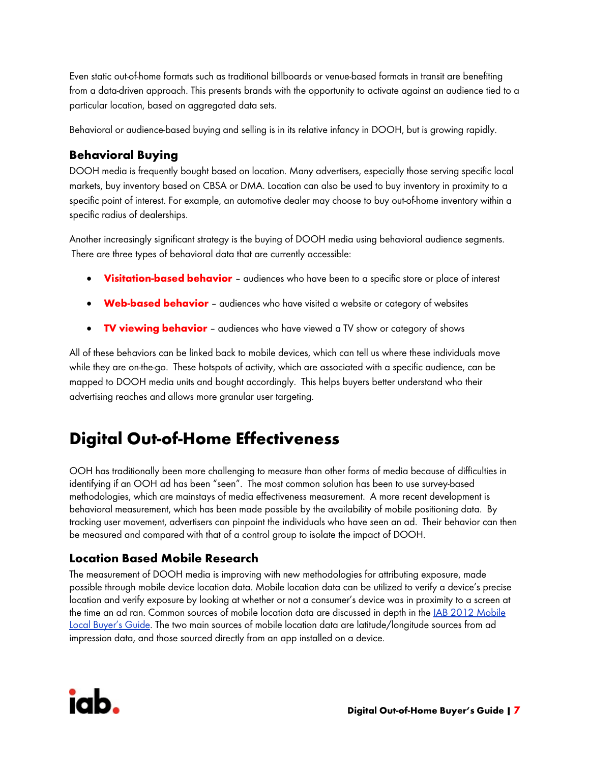Even static out-of-home formats such as traditional billboards or venue-based formats in transit are benefiting from a data-driven approach. This presents brands with the opportunity to activate against an audience tied to a particular location, based on aggregated data sets.

Behavioral or audience-based buying and selling is in its relative infancy in DOOH, but is growing rapidly.

### Behavioral Buying

DOOH media is frequently bought based on location. Many advertisers, especially those serving specific local markets, buy inventory based on CBSA or DMA. Location can also be used to buy inventory in proximity to a specific point of interest. For example, an automotive dealer may choose to buy out-of-home inventory within a specific radius of dealerships.

Another increasingly significant strategy is the buying of DOOH media using behavioral audience segments. There are three types of behavioral data that are currently accessible:

- **Visitation-based behavior** – audiences who have been to a specific store or place of interest
- **Web-based behavior** – audiences who have visited a website or category of websites
- **TV viewing behavior** – audiences who have viewed a TV show or category of shows

All of these behaviors can be linked back to mobile devices, which can tell us where these individuals move while they are on-the-go. These hotspots of activity, which are associated with a specific audience, can be mapped to DOOH media units and bought accordingly. This helps buyers better understand who their advertising reaches and allows more granular user targeting.

## Digital Out-of-Home Effectiveness

OOH has traditionally been more challenging to measure than other forms of media because of difficulties in identifying if an OOH ad has been "seen". The most common solution has been to use survey-based methodologies, which are mainstays of media effectiveness measurement. A more recent development is behavioral measurement, which has been made possible by the availability of mobile positioning data. By tracking user movement, advertisers can pinpoint the individuals who have seen an ad. Their behavior can then be measured and compared with that of a control group to isolate the impact of DOOH.

### Location Based Mobile Research

The measurement of DOOH media is improving with new methodologies for attributing exposure, made possible through mobile device location data. Mobile location data can be utilized to verify a device's precise location and verify exposure by looking at whether or not a consumer's device was in proximity to a screen at the time an ad ran. Common sources of mobile location data are discussed in depth in the IAB 2012 Mobile Local Buyer's Guide. The two main sources of mobile location data are latitude/longitude sources from ad impression data, and those sourced directly from an app installed on a device.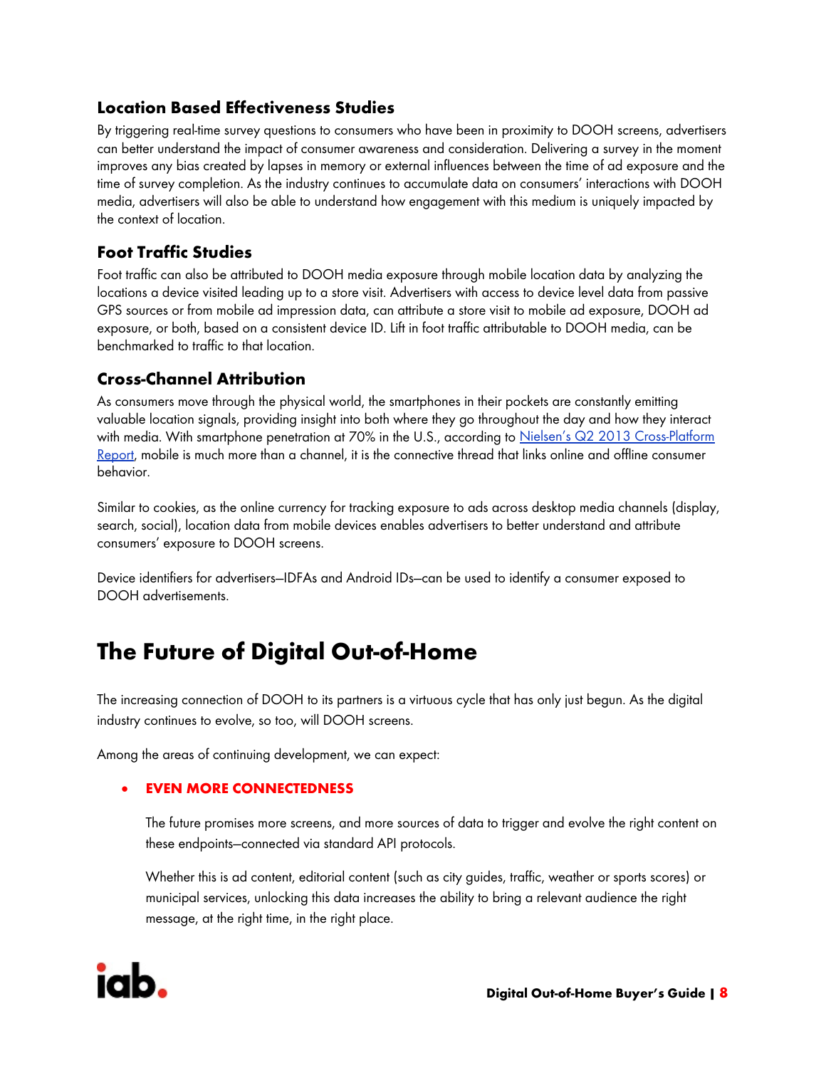### Location Based Effectiveness Studies

By triggering real-time survey questions to consumers who have been in proximity to DOOH screens, advertisers can better understand the impact of consumer awareness and consideration. Delivering a survey in the moment improves any bias created by lapses in memory or external influences between the time of ad exposure and the time of survey completion. As the industry continues to accumulate data on consumers' interactions with DOOH media, advertisers will also be able to understand how engagement with this medium is uniquely impacted by the context of location.

### Foot Traffic Studies

Foot traffic can also be attributed to DOOH media exposure through mobile location data by analyzing the locations a device visited leading up to a store visit. Advertisers with access to device level data from passive GPS sources or from mobile ad impression data, can attribute a store visit to mobile ad exposure, DOOH ad exposure, or both, based on a consistent device ID. Lift in foot traffic attributable to DOOH media, can be benchmarked to traffic to that location.

### Cross-Channel Attribution

As consumers move through the physical world, the smartphones in their pockets are constantly emitting valuable location signals, providing insight into both where they go throughout the day and how they interact with media. With smartphone penetration at 70% in the U.S., according to [Nielsen's Q2 2013 Cross-Platform Report](), mobile is much more than a channel, it is the connective thread that links online and offline consumer behavior.

Similar to cookies, as the online currency for tracking exposure to ads across desktop media channels (display, search, social), location data from mobile devices enables advertisers to better understand and attribute consumers' exposure to DOOH screens.

Device identifiers for advertisers—IDFAs and Android IDs—can be used to identify a consumer exposed to DOOH advertisements.

## The Future of Digital Out-of-Home

The increasing connection of DOOH to its partners is a virtuous cycle that has only just begun. As the digital industry continues to evolve, so too, will DOOH screens.

Among the areas of continuing development, we can expect:

- **EVEN MORE CONNECTEDNESS**

  The future promises more screens, and more sources of data to trigger and evolve the right content on these endpoints—connected via standard API protocols.

  Whether this is ad content, editorial content (such as city guides, traffic, weather or sports scores) or municipal services, unlocking this data increases the ability to bring a relevant audience the right message, at the right time, in the right place.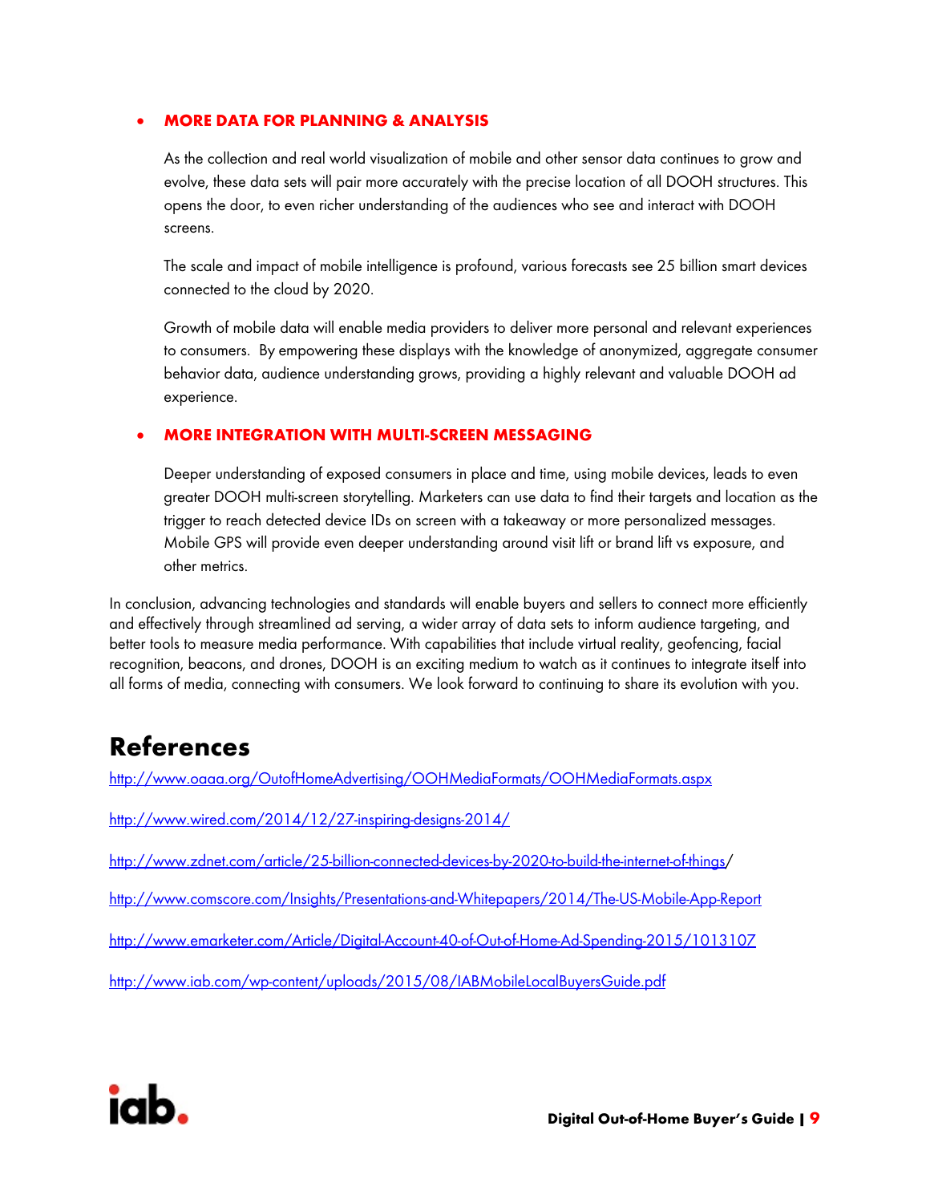- **MORE DATA FOR PLANNING & ANALYSIS**

  As the collection and real world visualization of mobile and other sensor data continues to grow and evolve, these data sets will pair more accurately with the precise location of all DOOH structures. This opens the door, to even richer understanding of the audiences who see and interact with DOOH screens.

  The scale and impact of mobile intelligence is profound, various forecasts see 25 billion smart devices connected to the cloud by 2020.

  Growth of mobile data will enable media providers to deliver more personal and relevant experiences to consumers. By empowering these displays with the knowledge of anonymized, aggregate consumer behavior data, audience understanding grows, providing a highly relevant and valuable DOOH ad experience.

- **MORE INTEGRATION WITH MULTI-SCREEN MESSAGING**

  Deeper understanding of exposed consumers in place and time, using mobile devices, leads to even greater DOOH multi-screen storytelling. Marketers can use data to find their targets and location as the trigger to reach detected device IDs on screen with a takeaway or more personalized messages. Mobile GPS will provide even deeper understanding around visit lift or brand lift vs exposure, and other metrics.

In conclusion, advancing technologies and standards will enable buyers and sellers to connect more efficiently and effectively through streamlined ad serving, a wider array of data sets to inform audience targeting, and better tools to measure media performance. With capabilities that include virtual reality, geofencing, facial recognition, beacons, and drones, DOOH is an exciting medium to watch as it continues to integrate itself into all forms of media, connecting with consumers. We look forward to continuing to share its evolution with you.

# References

http://www.oaaa.org/OutofHomeAdvertising/OOHMediaFormats/OOHMediaFormats.aspx

http://www.wired.com/2014/12/27-inspiring-designs-2014/

http://www.zdnet.com/article/25-billion-connected-devices-by-2020-to-build-the-internet-of-things/

http://www.comscore.com/Insights/Presentations-and-Whitepapers/2014/The-US-Mobile-App-Report

http://www.emarketer.com/Article/Digital-Account-40-of-Out-of-Home-Ad-Spending-2015/1013107

http://www.iab.com/wp-content/uploads/2015/08/IABMobileLocalBuyersGuide.pdf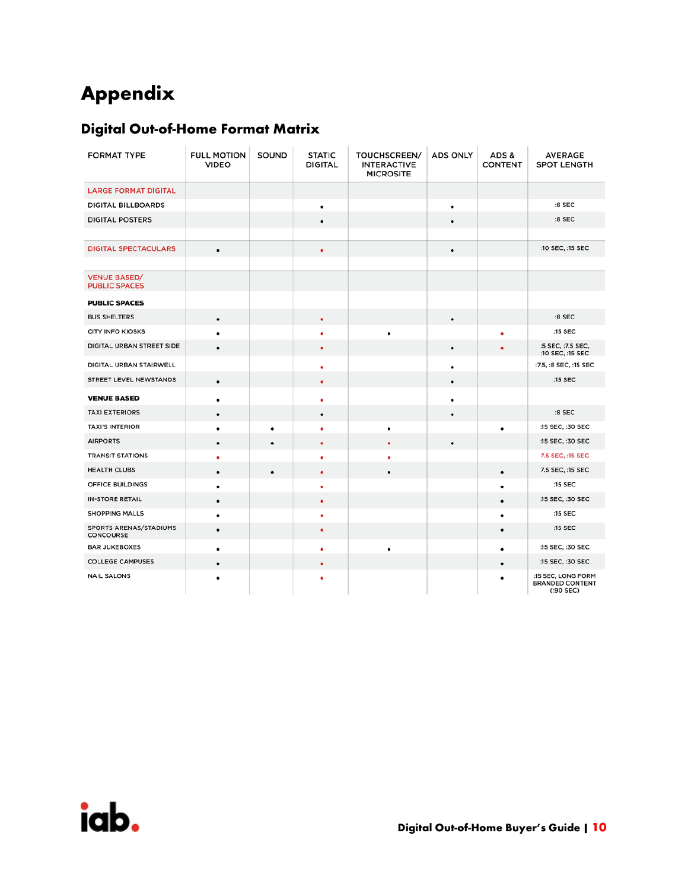# Appendix

## Digital Out-of-Home Format Matrix

| FORMAT TYPE | FULL MOTION VIDEO | SOUND | STATIC DIGITAL | TOUCHSCREEN/ INTERACTIVE MICROSITE | ADS ONLY | ADS & CONTENT | AVERAGE SPOT LENGTH |
|---|---|---|---|---|---|---|---|
| LARGE FORMAT DIGITAL | | | | | | | |
| DIGITAL BILLBOARDS | | | • | | • | | :8 SEC |
| DIGITAL POSTERS | | | • | | • | | :8 SEC |
| DIGITAL SPECTACULARS | • | | • | | • | | :10 SEC, :15 SEC |
| VENUE BASED/ PUBLIC SPACES | | | | | | | |
| **PUBLIC SPACES** | | | | | | | |
| BUS SHELTERS | • | | • | | • | | :8 SEC |
| CITY INFO KIOSKS | • | | • | • | | • | :15 SEC |
| DIGITAL URBAN STREET SIDE | • | | • | | • | • | :5 SEC, :7.5 SEC, :10 SEC, :15 SEC |
| DIGITAL URBAN STAIRWELL | | | • | | • | | :7.5, :8 SEC, :15 SEC |
| STREET LEVEL NEWSTANDS | • | | • | | • | | :15 SEC |
| **VENUE BASED** | • | | • | | • | | |
| TAXI EXTERIORS | • | | • | | • | | :8 SEC |
| TAXI'S INTERIOR | • | • | • | • | | • | :15 SEC, :30 SEC |
| AIRPORTS | • | • | • | • | • | | :15 SEC, :30 SEC |
| TRANSIT STATIONS | • | | • | • | | | 7.5 SEC, :15 SEC |
| HEALTH CLUBS | • | • | • | • | | • | 7.5 SEC, :15 SEC |
| OFFICE BUILDINGS | • | | • | | | • | :15 SEC |
| IN-STORE RETAIL | • | | • | | | • | :15 SEC, :30 SEC |
| SHOPPING MALLS | • | | • | | | • | :15 SEC |
| SPORTS ARENAS/STADIUMS CONCOURSE | • | | • | | | • | :15 SEC |
| BAR JUKEBOXES | • | | • | • | | • | :15 SEC, :30 SEC |
| COLLEGE CAMPUSES | • | | • | | | • | :15 SEC, :30 SEC |
| NAIL SALONS | • | | • | | | • | :15 SEC, LONG FORM BRANDED CONTENT (:90 SEC) |

iab.

Digital Out-of-Home Buyer's Guide